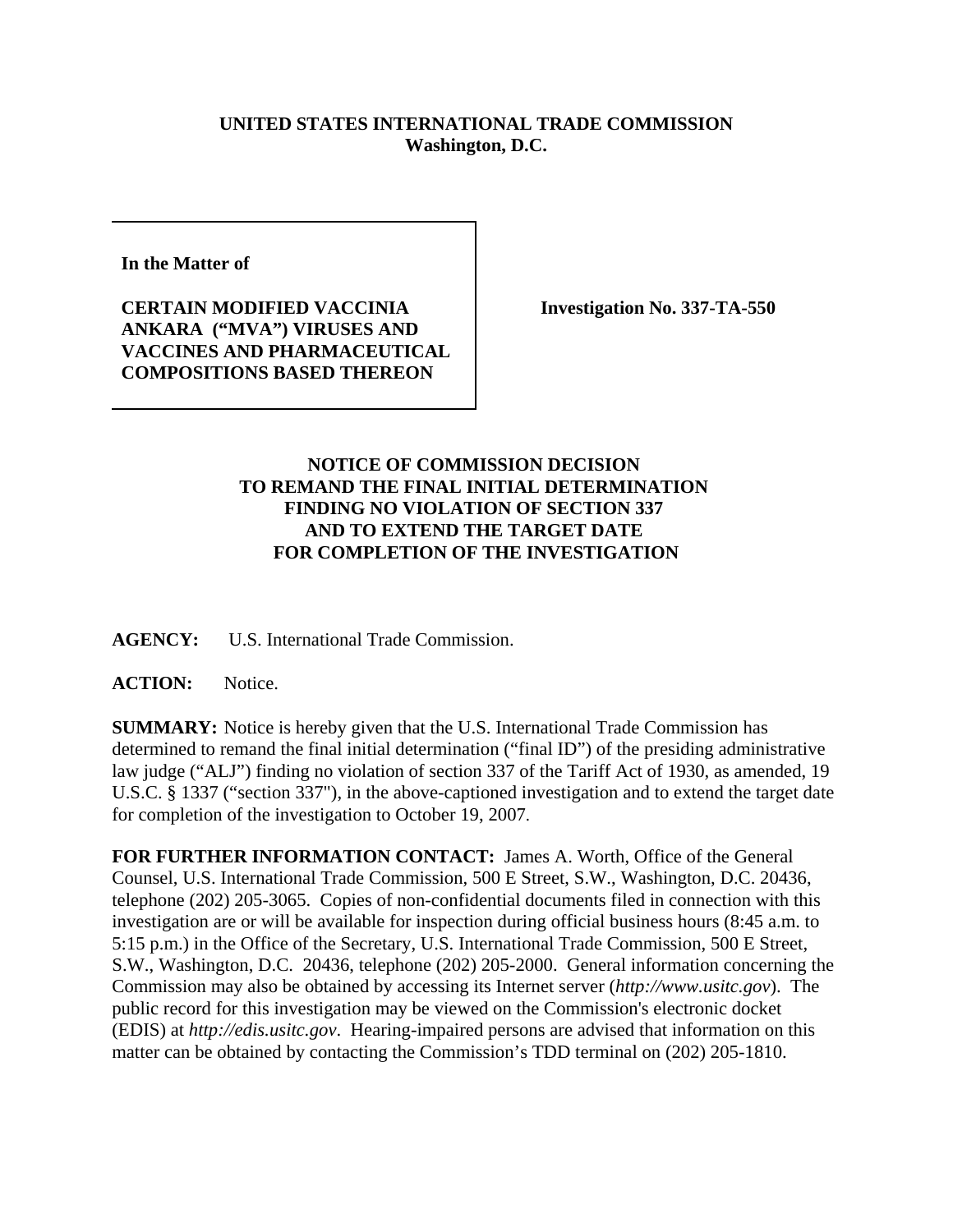**UNITED STATES INTERNATIONAL TRADE COMMISSION**
**Washington, D.C.**

**In the Matter of**

**CERTAIN MODIFIED VACCINIA ANKARA ("MVA") VIRUSES AND VACCINES AND PHARMACEUTICAL COMPOSITIONS BASED THEREON**

**Investigation No. 337-TA-550**

**NOTICE OF COMMISSION DECISION TO REMAND THE FINAL INITIAL DETERMINATION FINDING NO VIOLATION OF SECTION 337 AND TO EXTEND THE TARGET DATE FOR COMPLETION OF THE INVESTIGATION**

**AGENCY:** U.S. International Trade Commission.

**ACTION:** Notice.

**SUMMARY:** Notice is hereby given that the U.S. International Trade Commission has determined to remand the final initial determination ("final ID") of the presiding administrative law judge ("ALJ") finding no violation of section 337 of the Tariff Act of 1930, as amended, 19 U.S.C. § 1337 ("section 337"), in the above-captioned investigation and to extend the target date for completion of the investigation to October 19, 2007.

**FOR FURTHER INFORMATION CONTACT:** James A. Worth, Office of the General Counsel, U.S. International Trade Commission, 500 E Street, S.W., Washington, D.C. 20436, telephone (202) 205-3065. Copies of non-confidential documents filed in connection with this investigation are or will be available for inspection during official business hours (8:45 a.m. to 5:15 p.m.) in the Office of the Secretary, U.S. International Trade Commission, 500 E Street, S.W., Washington, D.C. 20436, telephone (202) 205-2000. General information concerning the Commission may also be obtained by accessing its Internet server (*http://www.usitc.gov*). The public record for this investigation may be viewed on the Commission's electronic docket (EDIS) at *http://edis.usitc.gov*. Hearing-impaired persons are advised that information on this matter can be obtained by contacting the Commission's TDD terminal on (202) 205-1810.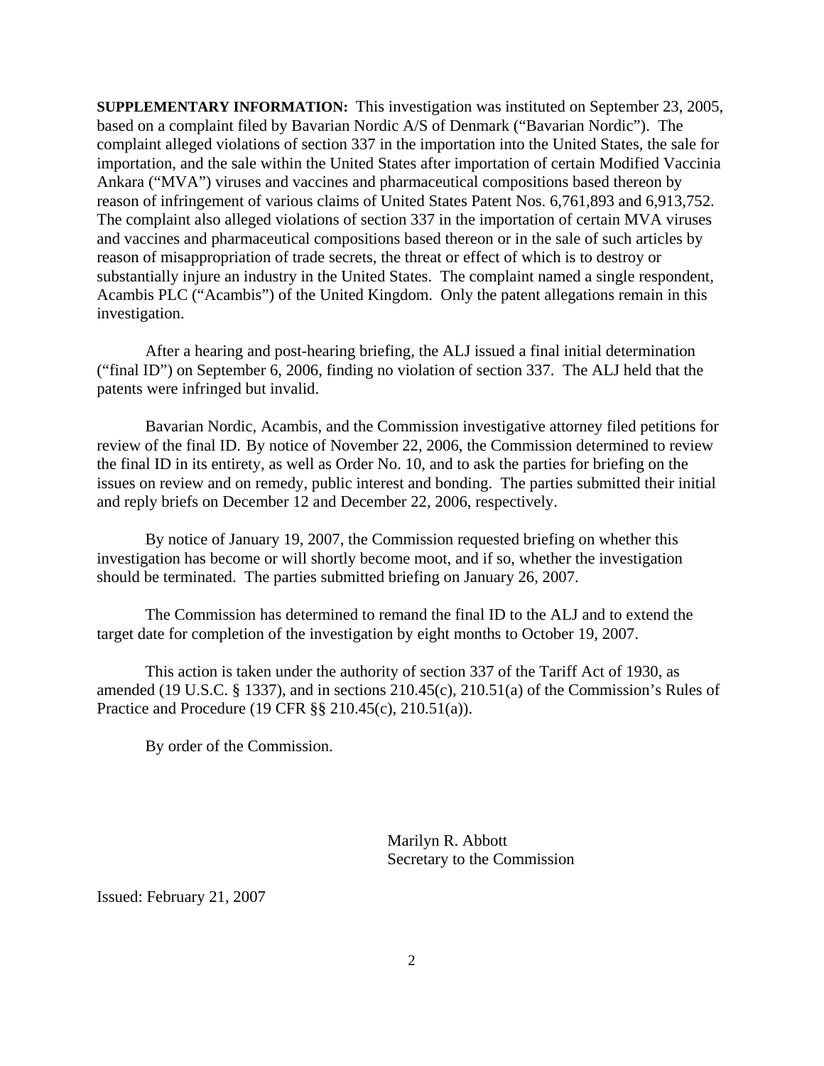**SUPPLEMENTARY INFORMATION:** This investigation was instituted on September 23, 2005, based on a complaint filed by Bavarian Nordic A/S of Denmark ("Bavarian Nordic"). The complaint alleged violations of section 337 in the importation into the United States, the sale for importation, and the sale within the United States after importation of certain Modified Vaccinia Ankara ("MVA") viruses and vaccines and pharmaceutical compositions based thereon by reason of infringement of various claims of United States Patent Nos. 6,761,893 and 6,913,752. The complaint also alleged violations of section 337 in the importation of certain MVA viruses and vaccines and pharmaceutical compositions based thereon or in the sale of such articles by reason of misappropriation of trade secrets, the threat or effect of which is to destroy or substantially injure an industry in the United States. The complaint named a single respondent, Acambis PLC ("Acambis") of the United Kingdom. Only the patent allegations remain in this investigation.

After a hearing and post-hearing briefing, the ALJ issued a final initial determination ("final ID") on September 6, 2006, finding no violation of section 337. The ALJ held that the patents were infringed but invalid.

Bavarian Nordic, Acambis, and the Commission investigative attorney filed petitions for review of the final ID. By notice of November 22, 2006, the Commission determined to review the final ID in its entirety, as well as Order No. 10, and to ask the parties for briefing on the issues on review and on remedy, public interest and bonding. The parties submitted their initial and reply briefs on December 12 and December 22, 2006, respectively.

By notice of January 19, 2007, the Commission requested briefing on whether this investigation has become or will shortly become moot, and if so, whether the investigation should be terminated. The parties submitted briefing on January 26, 2007.

The Commission has determined to remand the final ID to the ALJ and to extend the target date for completion of the investigation by eight months to October 19, 2007.

This action is taken under the authority of section 337 of the Tariff Act of 1930, as amended (19 U.S.C. § 1337), and in sections 210.45(c), 210.51(a) of the Commission's Rules of Practice and Procedure (19 CFR §§ 210.45(c), 210.51(a)).

By order of the Commission.

Marilyn R. Abbott
Secretary to the Commission

Issued: February 21, 2007